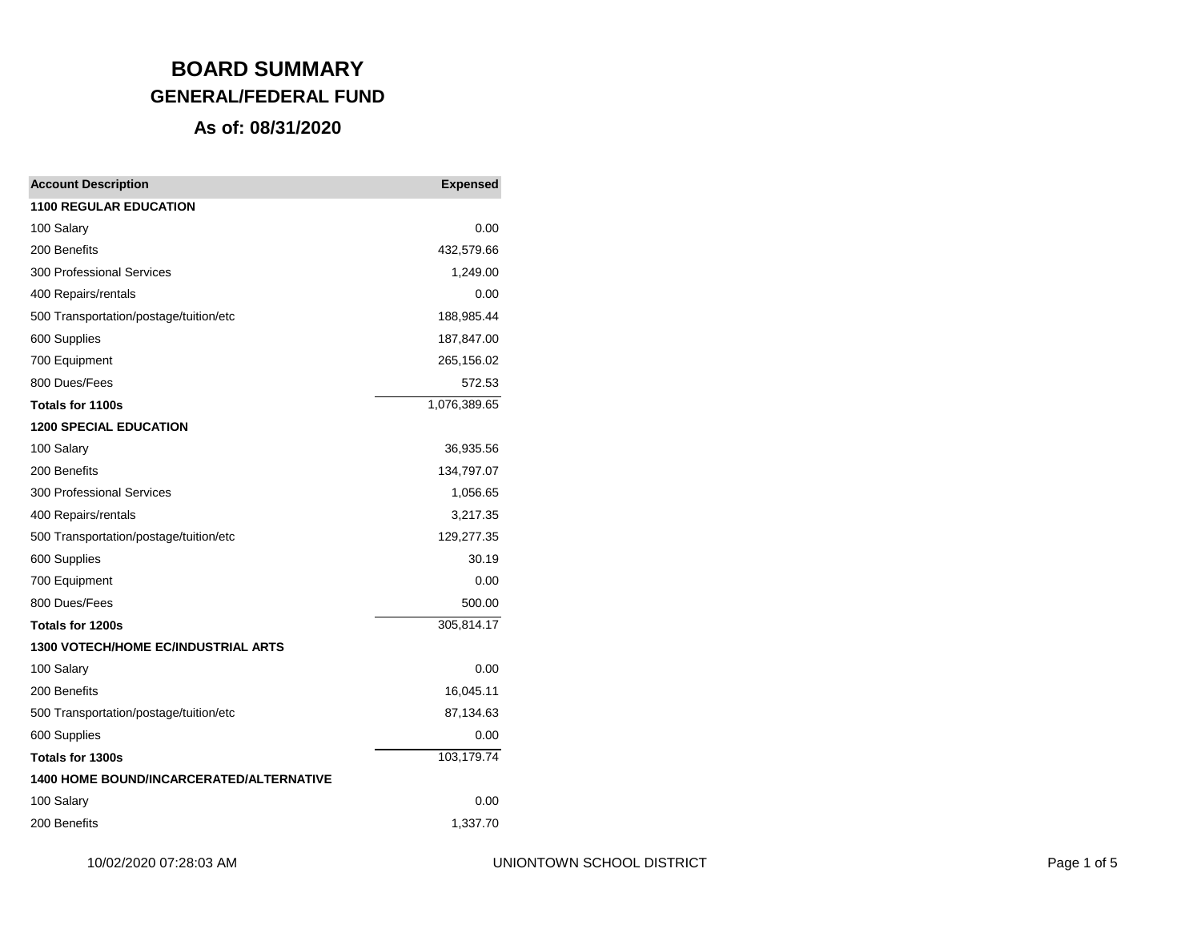# BOARD SUMMARY

## GENERAL/FEDERAL FUND

### As of: 08/31/2020

| Account Description | Expensed |
|---|---:|
| **1100 REGULAR EDUCATION** | |
| 100 Salary | 0.00 |
| 200 Benefits | 432,579.66 |
| 300 Professional Services | 1,249.00 |
| 400 Repairs/rentals | 0.00 |
| 500 Transportation/postage/tuition/etc | 188,985.44 |
| 600 Supplies | 187,847.00 |
| 700 Equipment | 265,156.02 |
| 800 Dues/Fees | 572.53 |
| **Totals for 1100s** | 1,076,389.65 |
| **1200 SPECIAL EDUCATION** | |
| 100 Salary | 36,935.56 |
| 200 Benefits | 134,797.07 |
| 300 Professional Services | 1,056.65 |
| 400 Repairs/rentals | 3,217.35 |
| 500 Transportation/postage/tuition/etc | 129,277.35 |
| 600 Supplies | 30.19 |
| 700 Equipment | 0.00 |
| 800 Dues/Fees | 500.00 |
| **Totals for 1200s** | 305,814.17 |
| **1300 VOTECH/HOME EC/INDUSTRIAL ARTS** | |
| 100 Salary | 0.00 |
| 200 Benefits | 16,045.11 |
| 500 Transportation/postage/tuition/etc | 87,134.63 |
| 600 Supplies | 0.00 |
| **Totals for 1300s** | 103,179.74 |
| **1400 HOME BOUND/INCARCERATED/ALTERNATIVE** | |
| 100 Salary | 0.00 |
| 200 Benefits | 1,337.70 |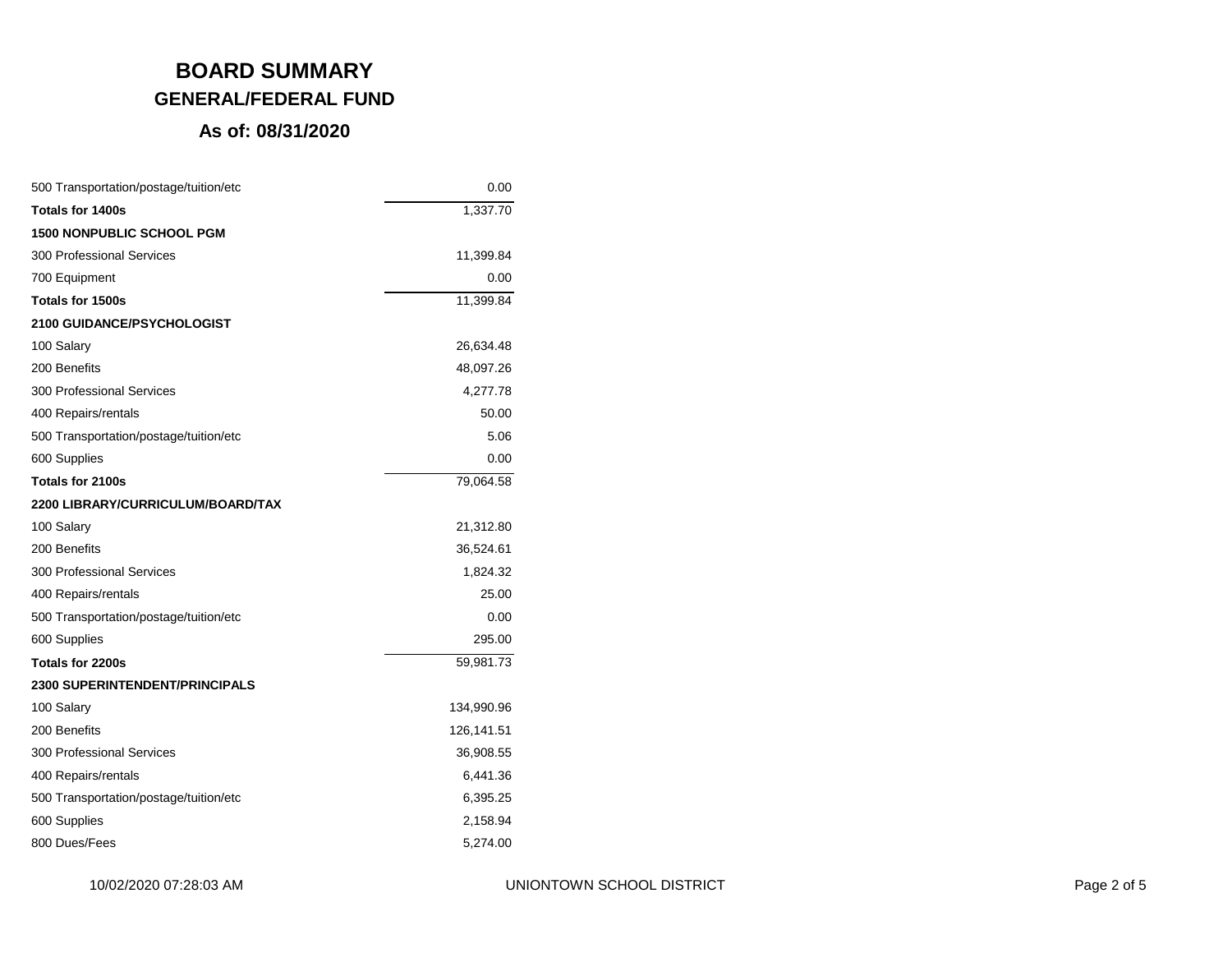# BOARD SUMMARY

## GENERAL/FEDERAL FUND

### As of: 08/31/2020

| Description | Amount |
|---|---|
| 500 Transportation/postage/tuition/etc | 0.00 |
| **Totals for 1400s** | 1,337.70 |
| **1500 NONPUBLIC SCHOOL PGM** | |
| 300 Professional Services | 11,399.84 |
| 700 Equipment | 0.00 |
| **Totals for 1500s** | 11,399.84 |
| **2100 GUIDANCE/PSYCHOLOGIST** | |
| 100 Salary | 26,634.48 |
| 200 Benefits | 48,097.26 |
| 300 Professional Services | 4,277.78 |
| 400 Repairs/rentals | 50.00 |
| 500 Transportation/postage/tuition/etc | 5.06 |
| 600 Supplies | 0.00 |
| **Totals for 2100s** | 79,064.58 |
| **2200 LIBRARY/CURRICULUM/BOARD/TAX** | |
| 100 Salary | 21,312.80 |
| 200 Benefits | 36,524.61 |
| 300 Professional Services | 1,824.32 |
| 400 Repairs/rentals | 25.00 |
| 500 Transportation/postage/tuition/etc | 0.00 |
| 600 Supplies | 295.00 |
| **Totals for 2200s** | 59,981.73 |
| **2300 SUPERINTENDENT/PRINCIPALS** | |
| 100 Salary | 134,990.96 |
| 200 Benefits | 126,141.51 |
| 300 Professional Services | 36,908.55 |
| 400 Repairs/rentals | 6,441.36 |
| 500 Transportation/postage/tuition/etc | 6,395.25 |
| 600 Supplies | 2,158.94 |
| 800 Dues/Fees | 5,274.00 |

10/02/2020 07:28:03 AM UNIONTOWN SCHOOL DISTRICT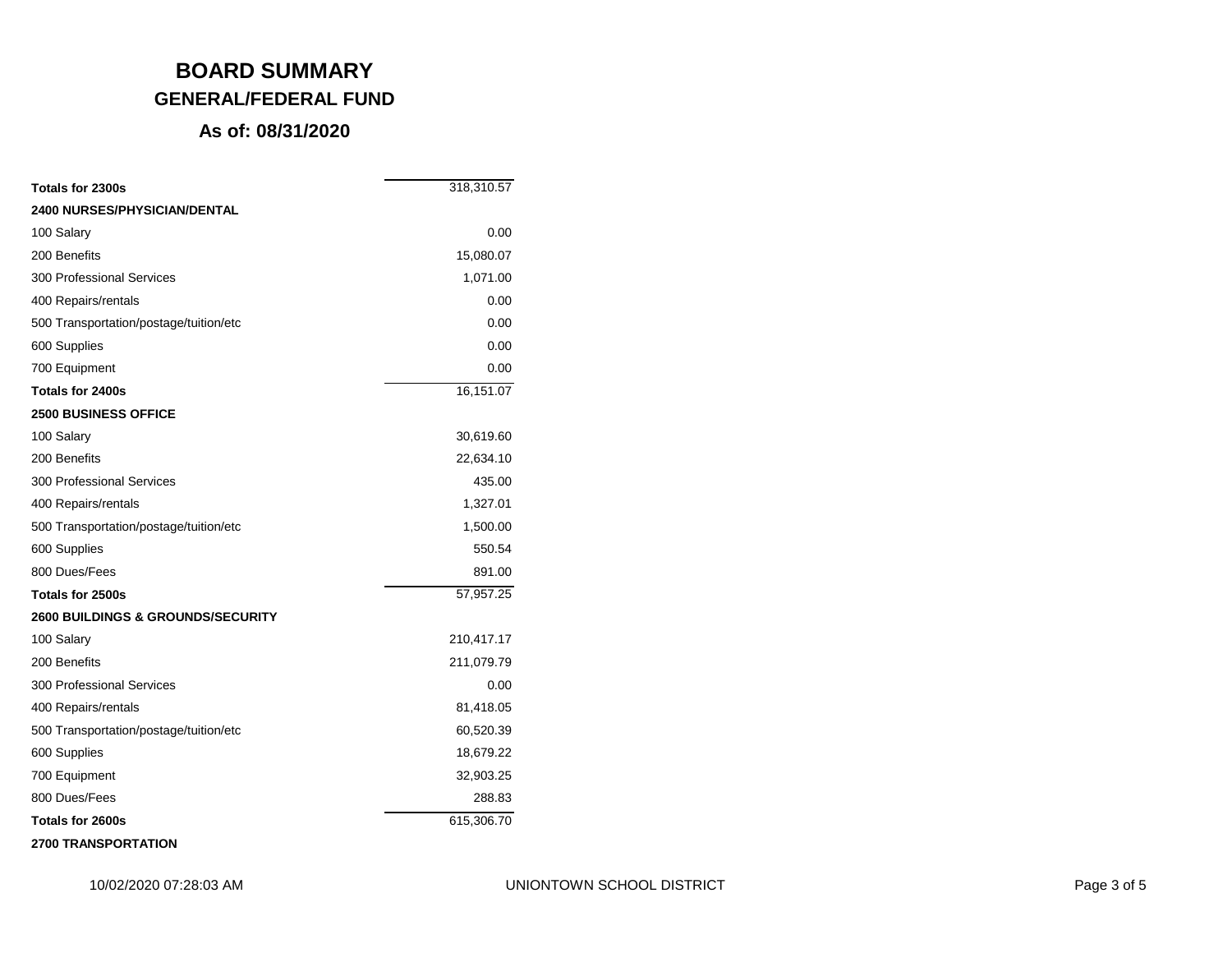# BOARD SUMMARY

## GENERAL/FEDERAL FUND

### As of: 08/31/2020

| | |
|---|---:|
| **Totals for 2300s** | 318,310.57 |
| **2400 NURSES/PHYSICIAN/DENTAL** | |
| 100 Salary | 0.00 |
| 200 Benefits | 15,080.07 |
| 300 Professional Services | 1,071.00 |
| 400 Repairs/rentals | 0.00 |
| 500 Transportation/postage/tuition/etc | 0.00 |
| 600 Supplies | 0.00 |
| 700 Equipment | 0.00 |
| **Totals for 2400s** | 16,151.07 |
| **2500 BUSINESS OFFICE** | |
| 100 Salary | 30,619.60 |
| 200 Benefits | 22,634.10 |
| 300 Professional Services | 435.00 |
| 400 Repairs/rentals | 1,327.01 |
| 500 Transportation/postage/tuition/etc | 1,500.00 |
| 600 Supplies | 550.54 |
| 800 Dues/Fees | 891.00 |
| **Totals for 2500s** | 57,957.25 |
| **2600 BUILDINGS & GROUNDS/SECURITY** | |
| 100 Salary | 210,417.17 |
| 200 Benefits | 211,079.79 |
| 300 Professional Services | 0.00 |
| 400 Repairs/rentals | 81,418.05 |
| 500 Transportation/postage/tuition/etc | 60,520.39 |
| 600 Supplies | 18,679.22 |
| 700 Equipment | 32,903.25 |
| 800 Dues/Fees | 288.83 |
| **Totals for 2600s** | 615,306.70 |
| **2700 TRANSPORTATION** | |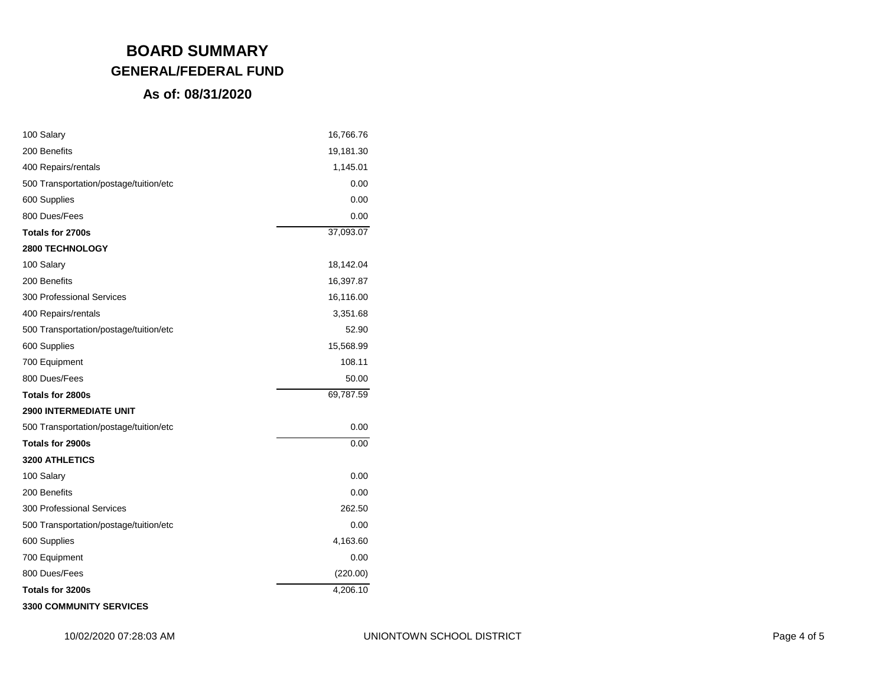# BOARD SUMMARY

## GENERAL/FEDERAL FUND

### As of: 08/31/2020

| | |
|---|---:|
| 100 Salary | 16,766.76 |
| 200 Benefits | 19,181.30 |
| 400 Repairs/rentals | 1,145.01 |
| 500 Transportation/postage/tuition/etc | 0.00 |
| 600 Supplies | 0.00 |
| 800 Dues/Fees | 0.00 |
| **Totals for 2700s** | 37,093.07 |
| **2800 TECHNOLOGY** | |
| 100 Salary | 18,142.04 |
| 200 Benefits | 16,397.87 |
| 300 Professional Services | 16,116.00 |
| 400 Repairs/rentals | 3,351.68 |
| 500 Transportation/postage/tuition/etc | 52.90 |
| 600 Supplies | 15,568.99 |
| 700 Equipment | 108.11 |
| 800 Dues/Fees | 50.00 |
| **Totals for 2800s** | 69,787.59 |
| **2900 INTERMEDIATE UNIT** | |
| 500 Transportation/postage/tuition/etc | 0.00 |
| **Totals for 2900s** | 0.00 |
| **3200 ATHLETICS** | |
| 100 Salary | 0.00 |
| 200 Benefits | 0.00 |
| 300 Professional Services | 262.50 |
| 500 Transportation/postage/tuition/etc | 0.00 |
| 600 Supplies | 4,163.60 |
| 700 Equipment | 0.00 |
| 800 Dues/Fees | (220.00) |
| **Totals for 3200s** | 4,206.10 |
| **3300 COMMUNITY SERVICES** | |

10/02/2020 07:28:03 AM UNIONTOWN SCHOOL DISTRICT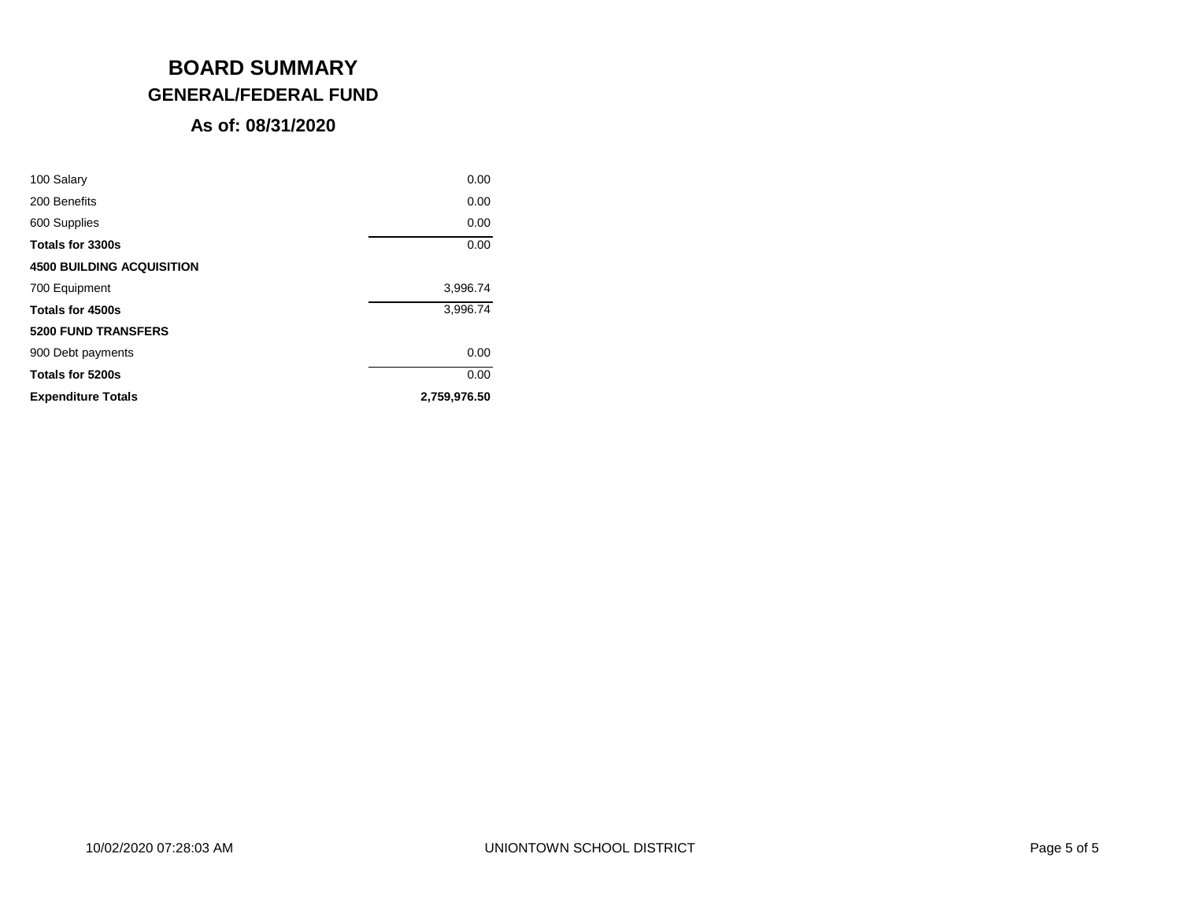# BOARD SUMMARY

## GENERAL/FEDERAL FUND

### As of: 08/31/2020

| | |
|---|---|
| 100 Salary | 0.00 |
| 200 Benefits | 0.00 |
| 600 Supplies | 0.00 |
| **Totals for 3300s** | 0.00 |
| **4500 BUILDING ACQUISITION** | |
| 700 Equipment | 3,996.74 |
| **Totals for 4500s** | 3,996.74 |
| **5200 FUND TRANSFERS** | |
| 900 Debt payments | 0.00 |
| **Totals for 5200s** | 0.00 |
| **Expenditure Totals** | **2,759,976.50** |